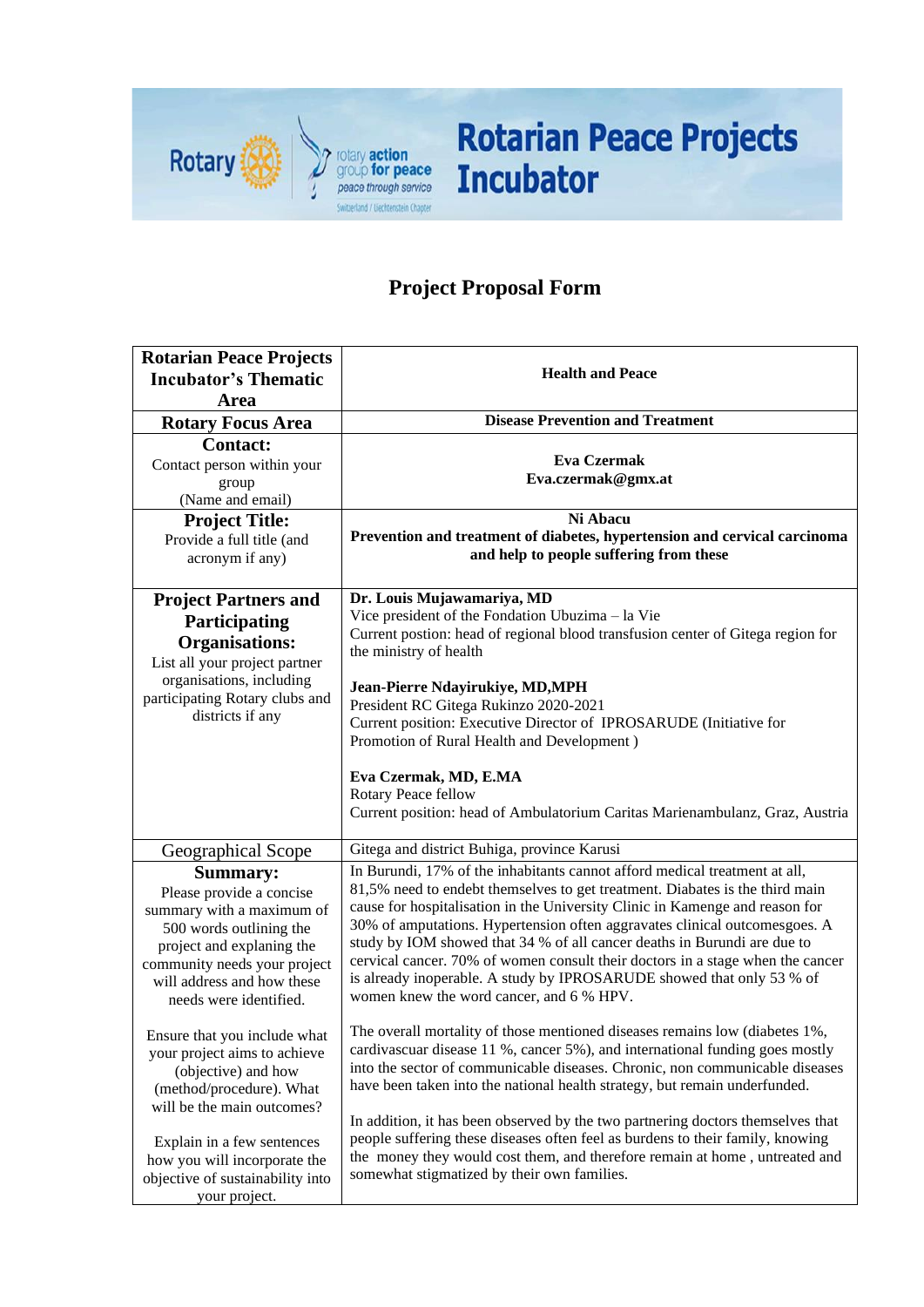Rotary | rotary action group for peace — peace through service — Switzerland / Liechtenstein Chapter

# Rotarian Peace Projects Incubator

## Project Proposal Form

| | |
|---|---|
| **Rotarian Peace Projects Incubator's Thematic Area** | **Health and Peace** |
| **Rotary Focus Area** | **Disease Prevention and Treatment** |
| **Contact:** Contact person within your group (Name and email) | **Eva Czermak** **Eva.czermak@gmx.at** |
| **Project Title:** Provide a full title (and acronym if any) | **Ni Abacu** **Prevention and treatment of diabetes, hypertension and cervical carcinoma and help to people suffering from these** |
| **Project Partners and Participating Organisations:** List all your project partner organisations, including participating Rotary clubs and districts if any | **Dr. Louis Mujawamariya, MD** Vice president of the Fondation Ubuzima – la Vie Current postion: head of regional blood transfusion center of Gitega region for the ministry of health<br><br>**Jean-Pierre Ndayirukiye, MD,MPH** President RC Gitega Rukinzo 2020-2021 Current position: Executive Director of IPROSARUDE (Initiative for Promotion of Rural Health and Development )<br><br>**Eva Czermak, MD, E.MA** Rotary Peace fellow Current position: head of Ambulatorium Caritas Marienambulanz, Graz, Austria |
| Geographical Scope | Gitega and district Buhiga, province Karusi |
| **Summary:** Please provide a concise summary with a maximum of 500 words outlining the project and explaining the community needs your project will address and how these needs were identified.<br><br>Ensure that you include what your project aims to achieve (objective) and how (method/procedure). What will be the main outcomes?<br><br>Explain in a few sentences how you will incorporate the objective of sustainability into your project. | In Burundi, 17% of the inhabitants cannot afford medical treatment at all, 81,5% need to endebt themselves to get treatment. Diabates is the third main cause for hospitalisation in the University Clinic in Kamenge and reason for 30% of amputations. Hypertension often aggravates clinical outcomesgoes. A study by IOM showed that 34 % of all cancer deaths in Burundi are due to cervical cancer. 70% of women consult their doctors in a stage when the cancer is already inoperable. A study by IPROSARUDE showed that only 53 % of women knew the word cancer, and 6 % HPV.<br><br>The overall mortality of those mentioned diseases remains low (diabetes 1%, cardivascuar disease 11 %, cancer 5%), and international funding goes mostly into the sector of communicable diseases. Chronic, non communicable diseases have been taken into the national health strategy, but remain underfunded.<br><br>In addition, it has been observed by the two partnering doctors themselves that people suffering these diseases often feel as burdens to their family, knowing the money they would cost them, and therefore remain at home , untreated and somewhat stigmatized by their own families. |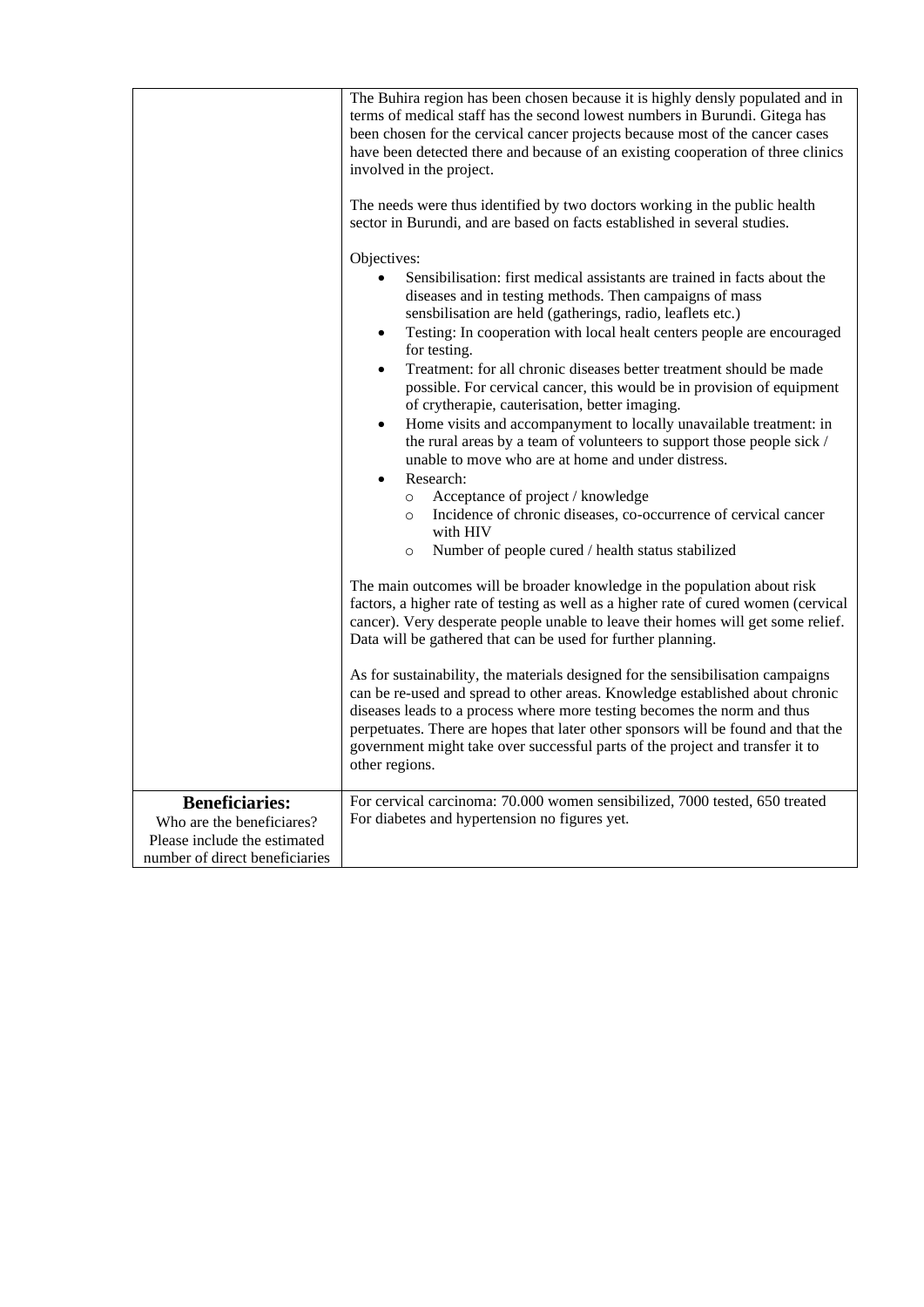| | |
|---|---|
| | The Buhira region has been chosen because it is highly densly populated and in terms of medical staff has the second lowest numbers in Burundi. Gitega has been chosen for the cervical cancer projects because most of the cancer cases have been detected there and because of an existing cooperation of three clinics involved in the project.<br><br>The needs were thus identified by two doctors working in the public health sector in Burundi, and are based on facts established in several studies.<br><br>Objectives:<br>• Sensibilisation: first medical assistants are trained in facts about the diseases and in testing methods. Then campaigns of mass sensbilisation are held (gatherings, radio, leaflets etc.)<br>• Testing: In cooperation with local healt centers people are encouraged for testing.<br>• Treatment: for all chronic diseases better treatment should be made possible. For cervical cancer, this would be in provision of equipment of crytherapie, cauterisation, better imaging.<br>• Home visits and accompanyment to locally unavailable treatment: in the rural areas by a team of volunteers to support those people sick / unable to move who are at home and under distress.<br>• Research:<br>  ◦ Acceptance of project / knowledge<br>  ◦ Incidence of chronic diseases, co-occurrence of cervical cancer with HIV<br>  ◦ Number of people cured / health status stabilized<br><br>The main outcomes will be broader knowledge in the population about risk factors, a higher rate of testing as well as a higher rate of cured women (cervical cancer). Very desperate people unable to leave their homes will get some relief. Data will be gathered that can be used for further planning.<br><br>As for sustainability, the materials designed for the sensibilisation campaigns can be re-used and spread to other areas. Knowledge established about chronic diseases leads to a process where more testing becomes the norm and thus perpetuates. There are hopes that later other sponsors will be found and that the government might take over successful parts of the project and transfer it to other regions. |
| **Beneficiaries:**<br>Who are the beneficiares?<br>Please include the estimated number of direct beneficiaries | For cervical carcinoma: 70.000 women sensibilized, 7000 tested, 650 treated<br>For diabetes and hypertension no figures yet. |